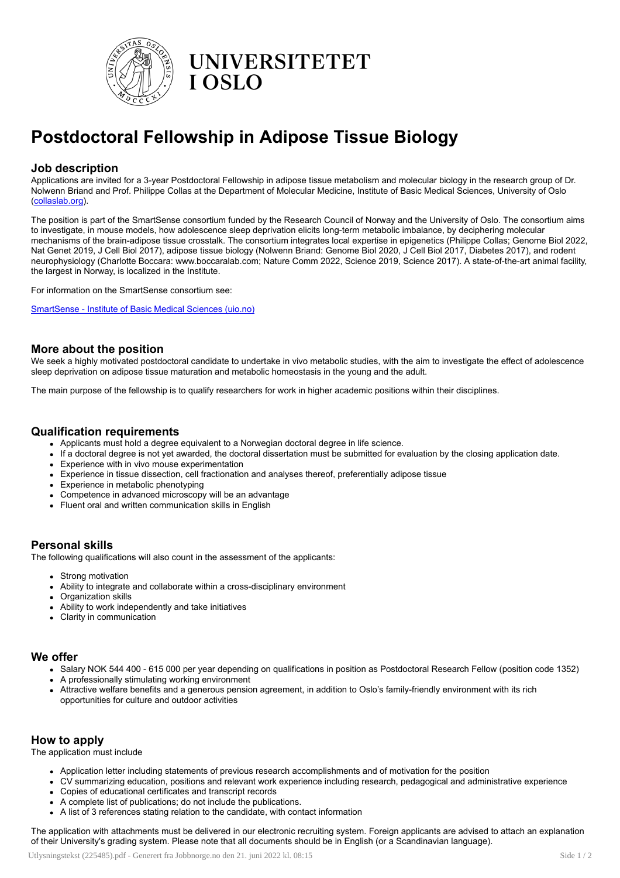UNIVERSITETET I OSLO

# Postdoctoral Fellowship in Adipose Tissue Biology

## Job description

Applications are invited for a 3-year Postdoctoral Fellowship in adipose tissue metabolism and molecular biology in the research group of Dr. Nolwenn Briand and Prof. Philippe Collas at the Department of Molecular Medicine, Institute of Basic Medical Sciences, University of Oslo (collaslab.org).

The position is part of the SmartSense consortium funded by the Research Council of Norway and the University of Oslo. The consortium aims to investigate, in mouse models, how adolescence sleep deprivation elicits long-term metabolic imbalance, by deciphering molecular mechanisms of the brain-adipose tissue crosstalk. The consortium integrates local expertise in epigenetics (Philippe Collas; Genome Biol 2022, Nat Genet 2019, J Cell Biol 2017), adipose tissue biology (Nolwenn Briand: Genome Biol 2020, J Cell Biol 2017, Diabetes 2017), and rodent neurophysiology (Charlotte Boccara: www.boccaralab.com; Nature Comm 2022, Science 2019, Science 2017). A state-of-the-art animal facility, the largest in Norway, is localized in the Institute.

For information on the SmartSense consortium see:

SmartSense - Institute of Basic Medical Sciences (uio.no)

## More about the position

We seek a highly motivated postdoctoral candidate to undertake in vivo metabolic studies, with the aim to investigate the effect of adolescence sleep deprivation on adipose tissue maturation and metabolic homeostasis in the young and the adult.

The main purpose of the fellowship is to qualify researchers for work in higher academic positions within their disciplines.

## Qualification requirements

- Applicants must hold a degree equivalent to a Norwegian doctoral degree in life science.
- If a doctoral degree is not yet awarded, the doctoral dissertation must be submitted for evaluation by the closing application date.
- Experience with in vivo mouse experimentation
- Experience in tissue dissection, cell fractionation and analyses thereof, preferentially adipose tissue
- Experience in metabolic phenotyping
- Competence in advanced microscopy will be an advantage
- Fluent oral and written communication skills in English

## Personal skills

The following qualifications will also count in the assessment of the applicants:

- Strong motivation
- Ability to integrate and collaborate within a cross-disciplinary environment
- Organization skills
- Ability to work independently and take initiatives
- Clarity in communication

## We offer

- Salary NOK 544 400 - 615 000 per year depending on qualifications in position as Postdoctoral Research Fellow (position code 1352)
- A professionally stimulating working environment
- Attractive welfare benefits and a generous pension agreement, in addition to Oslo's family-friendly environment with its rich opportunities for culture and outdoor activities

## How to apply

The application must include

- Application letter including statements of previous research accomplishments and of motivation for the position
- CV summarizing education, positions and relevant work experience including research, pedagogical and administrative experience
- Copies of educational certificates and transcript records
- A complete list of publications; do not include the publications.
- A list of 3 references stating relation to the candidate, with contact information

The application with attachments must be delivered in our electronic recruiting system. Foreign applicants are advised to attach an explanation of their University's grading system. Please note that all documents should be in English (or a Scandinavian language).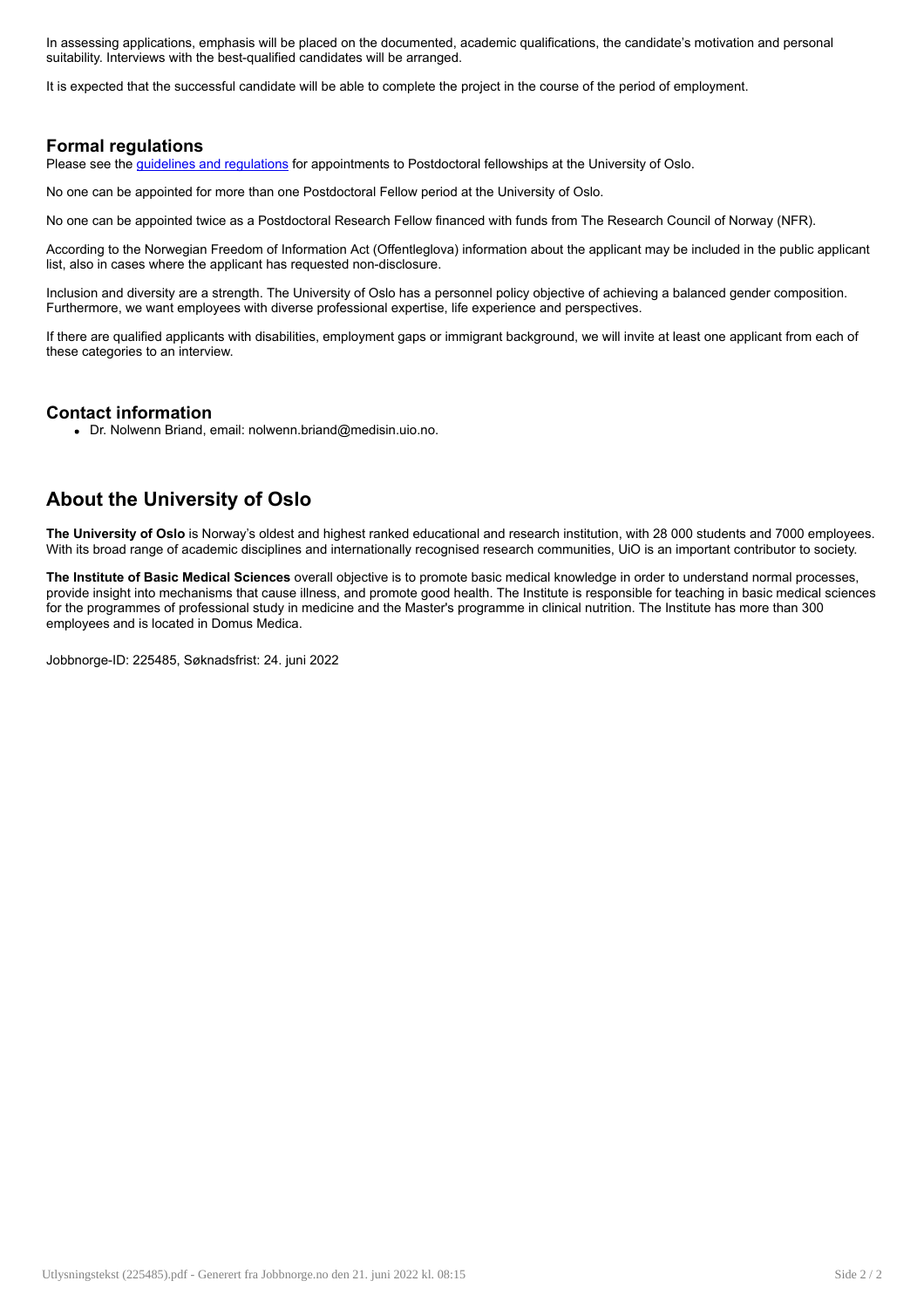In assessing applications, emphasis will be placed on the documented, academic qualifications, the candidate's motivation and personal suitability. Interviews with the best-qualified candidates will be arranged.

It is expected that the successful candidate will be able to complete the project in the course of the period of employment.

### Formal regulations

Please see the [guidelines and regulations] for appointments to Postdoctoral fellowships at the University of Oslo.

No one can be appointed for more than one Postdoctoral Fellow period at the University of Oslo.

No one can be appointed twice as a Postdoctoral Research Fellow financed with funds from The Research Council of Norway (NFR).

According to the Norwegian Freedom of Information Act (Offentleglova) information about the applicant may be included in the public applicant list, also in cases where the applicant has requested non-disclosure.

Inclusion and diversity are a strength. The University of Oslo has a personnel policy objective of achieving a balanced gender composition. Furthermore, we want employees with diverse professional expertise, life experience and perspectives.

If there are qualified applicants with disabilities, employment gaps or immigrant background, we will invite at least one applicant from each of these categories to an interview.

### Contact information

- Dr. Nolwenn Briand, email: nolwenn.briand@medisin.uio.no.

## About the University of Oslo

**The University of Oslo** is Norway's oldest and highest ranked educational and research institution, with 28 000 students and 7000 employees. With its broad range of academic disciplines and internationally recognised research communities, UiO is an important contributor to society.

**The Institute of Basic Medical Sciences** overall objective is to promote basic medical knowledge in order to understand normal processes, provide insight into mechanisms that cause illness, and promote good health. The Institute is responsible for teaching in basic medical sciences for the programmes of professional study in medicine and the Master's programme in clinical nutrition. The Institute has more than 300 employees and is located in Domus Medica.

Jobbnorge-ID: 225485, Søknadsfrist: 24. juni 2022